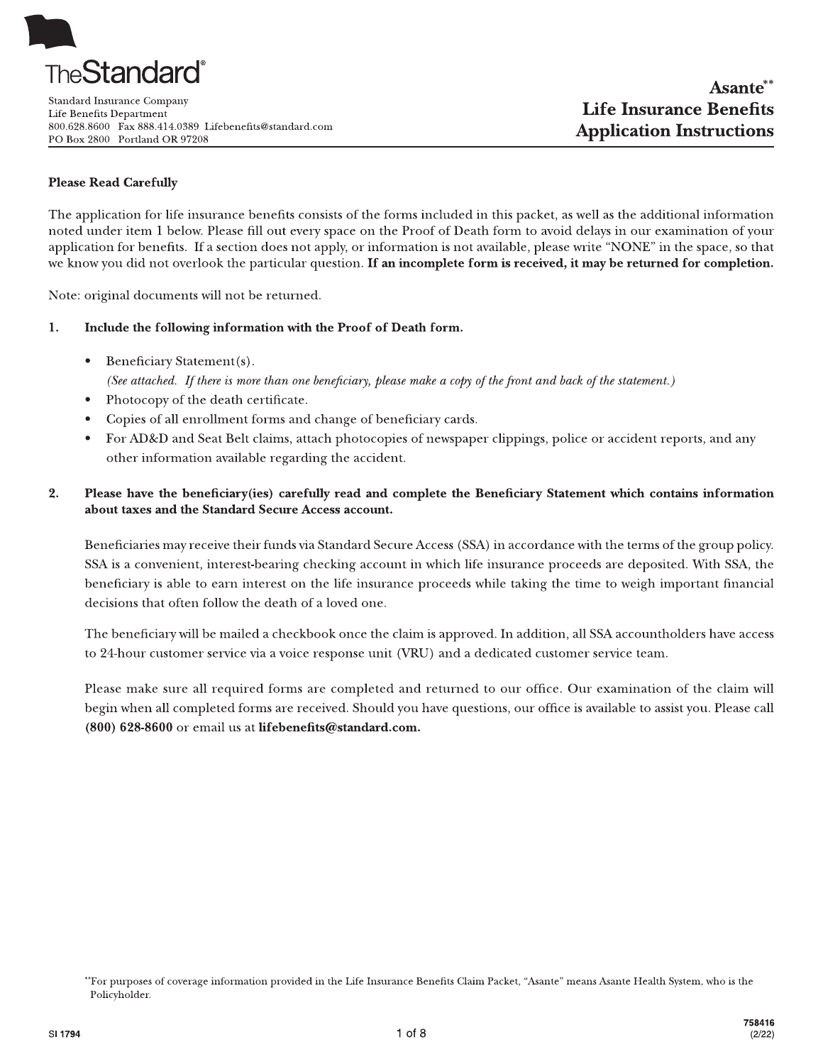TheStandard®

Standard Insurance Company
Life Benefits Department
800.628.8600 Fax 888.414.0389 Lifebenefits@standard.com
PO Box 2800 Portland OR 97208

# Asante** Life Insurance Benefits Application Instructions

**Please Read Carefully**

The application for life insurance benefits consists of the forms included in this packet, as well as the additional information noted under item 1 below. Please fill out every space on the Proof of Death form to avoid delays in our examination of your application for benefits. If a section does not apply, or information is not available, please write "NONE" in the space, so that we know you did not overlook the particular question. **If an incomplete form is received, it may be returned for completion.**

Note: original documents will not be returned.

1. **Include the following information with the Proof of Death form.**

   - Beneficiary Statement(s).
     *(See attached. If there is more than one beneficiary, please make a copy of the front and back of the statement.)*
   - Photocopy of the death certificate.
   - Copies of all enrollment forms and change of beneficiary cards.
   - For AD&D and Seat Belt claims, attach photocopies of newspaper clippings, police or accident reports, and any other information available regarding the accident.

2. **Please have the beneficiary(ies) carefully read and complete the Beneficiary Statement which contains information about taxes and the Standard Secure Access account.**

   Beneficiaries may receive their funds via Standard Secure Access (SSA) in accordance with the terms of the group policy. SSA is a convenient, interest-bearing checking account in which life insurance proceeds are deposited. With SSA, the beneficiary is able to earn interest on the life insurance proceeds while taking the time to weigh important financial decisions that often follow the death of a loved one.

   The beneficiary will be mailed a checkbook once the claim is approved. In addition, all SSA accountholders have access to 24-hour customer service via a voice response unit (VRU) and a dedicated customer service team.

   Please make sure all required forms are completed and returned to our office. Our examination of the claim will begin when all completed forms are received. Should you have questions, our office is available to assist you. Please call **(800) 628-8600** or email us at **lifebenefits@standard.com.**

**For purposes of coverage information provided in the Life Insurance Benefits Claim Packet, "Asante" means Asante Health System, who is the Policyholder.

SI 1794 758416 (2/22)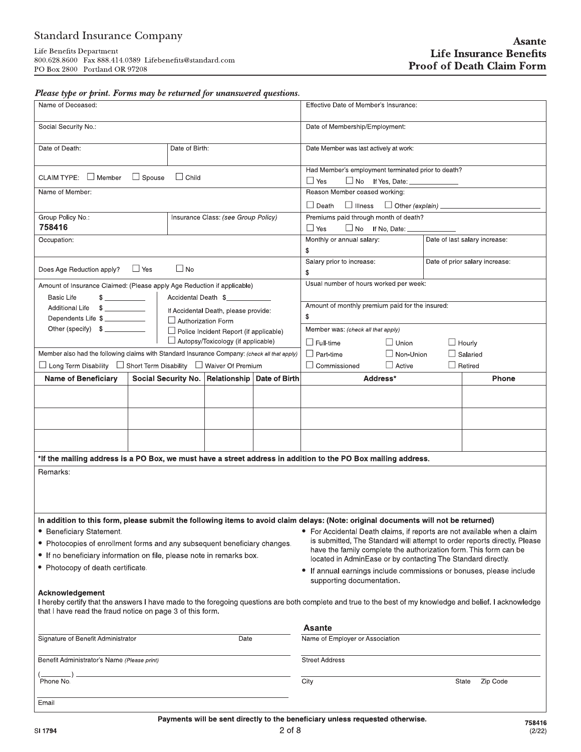Standard Insurance Company

Life Benefits Department
800.628.8600 Fax 888.414.0389 Lifebenefits@standard.com
PO Box 2800 Portland OR 97208

# Asante
# Life Insurance Benefits
# Proof of Death Claim Form

*Please type or print. Forms may be returned for unanswered questions.*

| | |
|---|---|
| Name of Deceased: | Effective Date of Member's Insurance: |
| Social Security No.: | Date of Membership/Employment: |
| Date of Death: / Date of Birth: | Date Member was last actively at work: |
| CLAIM TYPE: ☐ Member ☐ Spouse ☐ Child | Had Member's employment terminated prior to death? ☐ Yes ☐ No If Yes, Date: ______ |
| Name of Member: | Reason Member ceased working: ☐ Death ☐ Illness ☐ Other *(explain)* ______ |
| Group Policy No.: **758416** / Insurance Class: *(see Group Policy)* | Premiums paid through month of death? ☐ Yes ☐ No If No, Date: ______ |
| Occupation: | Monthly or annual salary: $ / Date of last salary increase: |
| Does Age Reduction apply? ☐ Yes ☐ No | Salary prior to increase: $ / Date of prior salary increase: |
| Amount of Insurance Claimed: (Please apply Age Reduction if applicable)<br>Basic Life $ ______<br>Additional Life $ ______<br>Dependents Life $ ______<br>Other (specify) $ ______<br>Accidental Death $ ______<br>If Accidental Death, please provide:<br>☐ Authorization Form<br>☐ Police Incident Report (if applicable)<br>☐ Autopsy/Toxicology (if applicable) | Usual number of hours worked per week:<br><br>Amount of monthly premium paid for the insured: $<br><br>Member was: *(check all that apply)*<br>☐ Full-time ☐ Union ☐ Hourly<br>☐ Part-time ☐ Non-Union ☐ Salaried<br>☐ Commissioned ☐ Active ☐ Retired |
| Member also had the following claims with Standard Insurance Company: *(check all that apply)*<br>☐ Long Term Disability ☐ Short Term Disability ☐ Waiver Of Premium | |

| Name of Beneficiary | Social Security No. | Relationship | Date of Birth | Address* | Phone |
|---|---|---|---|---|---|
| | | | | | |
| | | | | | |
| | | | | | |

**\*If the mailing address is a PO Box, we must have a street address in addition to the PO Box mailing address.**

Remarks:

**In addition to this form, please submit the following items to avoid claim delays: (Note: original documents will not be returned)**

- Beneficiary Statement.
- Photocopies of enrollment forms and any subsequent beneficiary changes.
- If no beneficiary information on file, please note in remarks box.
- Photocopy of death certificate.
- For Accidental Death claims, if reports are not available when a claim is submitted, The Standard will attempt to order reports directly. Please have the family complete the authorization form. This form can be located in AdminEase or by contacting The Standard directly.
- If annual earnings include commissions or bonuses, please include supporting documentation.

**Acknowledgement**

I hereby certify that the answers I have made to the foregoing questions are both complete and true to the best of my knowledge and belief. I acknowledge that I have read the fraud notice on page 3 of this form.

______________________________ Date ________
Signature of Benefit Administrator

______________________________
Benefit Administrator's Name *(Please print)*

(______) ______________________
Phone No.

______________________________
Email

**Asante**
Name of Employer or Association

______________________________
Street Address

______________________________
City State Zip Code

**Payments will be sent directly to the beneficiary unless requested otherwise.**

SI 1794

758416 (2/22)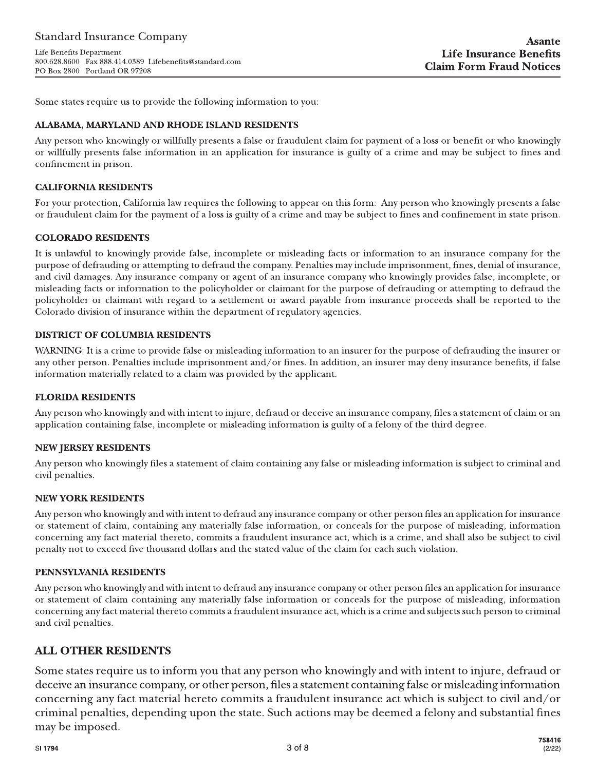Standard Insurance Company

Life Benefits Department
800.628.8600 Fax 888.414.0389 Lifebenefits@standard.com
PO Box 2800 Portland OR 97208

**Asante**
**Life Insurance Benefits**
**Claim Form Fraud Notices**

Some states require us to provide the following information to you:

### ALABAMA, MARYLAND AND RHODE ISLAND RESIDENTS

Any person who knowingly or willfully presents a false or fraudulent claim for payment of a loss or benefit or who knowingly or willfully presents false information in an application for insurance is guilty of a crime and may be subject to fines and confinement in prison.

### CALIFORNIA RESIDENTS

For your protection, California law requires the following to appear on this form: Any person who knowingly presents a false or fraudulent claim for the payment of a loss is guilty of a crime and may be subject to fines and confinement in state prison.

### COLORADO RESIDENTS

It is unlawful to knowingly provide false, incomplete or misleading facts or information to an insurance company for the purpose of defrauding or attempting to defraud the company. Penalties may include imprisonment, fines, denial of insurance, and civil damages. Any insurance company or agent of an insurance company who knowingly provides false, incomplete, or misleading facts or information to the policyholder or claimant for the purpose of defrauding or attempting to defraud the policyholder or claimant with regard to a settlement or award payable from insurance proceeds shall be reported to the Colorado division of insurance within the department of regulatory agencies.

### DISTRICT OF COLUMBIA RESIDENTS

WARNING: It is a crime to provide false or misleading information to an insurer for the purpose of defrauding the insurer or any other person. Penalties include imprisonment and/or fines. In addition, an insurer may deny insurance benefits, if false information materially related to a claim was provided by the applicant.

### FLORIDA RESIDENTS

Any person who knowingly and with intent to injure, defraud or deceive an insurance company, files a statement of claim or an application containing false, incomplete or misleading information is guilty of a felony of the third degree.

### NEW JERSEY RESIDENTS

Any person who knowingly files a statement of claim containing any false or misleading information is subject to criminal and civil penalties.

### NEW YORK RESIDENTS

Any person who knowingly and with intent to defraud any insurance company or other person files an application for insurance or statement of claim, containing any materially false information, or conceals for the purpose of misleading, information concerning any fact material thereto, commits a fraudulent insurance act, which is a crime, and shall also be subject to civil penalty not to exceed five thousand dollars and the stated value of the claim for each such violation.

### PENNSYLVANIA RESIDENTS

Any person who knowingly and with intent to defraud any insurance company or other person files an application for insurance or statement of claim containing any materially false information or conceals for the purpose of misleading, information concerning any fact material thereto commits a fraudulent insurance act, which is a crime and subjects such person to criminal and civil penalties.

## ALL OTHER RESIDENTS

Some states require us to inform you that any person who knowingly and with intent to injure, defraud or deceive an insurance company, or other person, files a statement containing false or misleading information concerning any fact material hereto commits a fraudulent insurance act which is subject to civil and/or criminal penalties, depending upon the state. Such actions may be deemed a felony and substantial fines may be imposed.

SI 1794 758416 (2/22)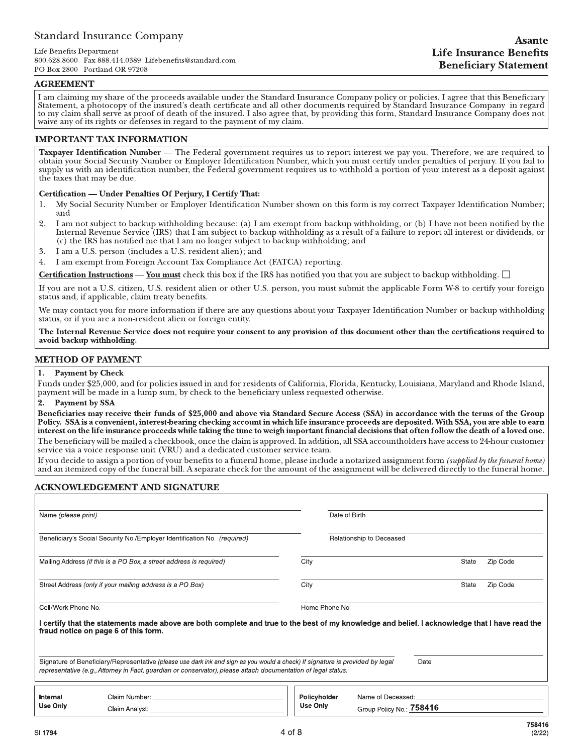Standard Insurance Company

Life Benefits Department
800.628.8600 Fax 888.414.0389 Lifebenefits@standard.com
PO Box 2800 Portland OR 97208

**Asante**
**Life Insurance Benefits**
**Beneficiary Statement**

## AGREEMENT

I am claiming my share of the proceeds available under the Standard Insurance Company policy or policies. I agree that this Beneficiary Statement, a photocopy of the insured's death certificate and all other documents required by Standard Insurance Company in regard to my claim shall serve as proof of death of the insured. I also agree that, by providing this form, Standard Insurance Company does not waive any of its rights or defenses in regard to the payment of my claim.

## IMPORTANT TAX INFORMATION

**Taxpayer Identification Number** — The Federal government requires us to report interest we pay you. Therefore, we are required to obtain your Social Security Number or Employer Identification Number, which you must certify under penalties of perjury. If you fail to supply us with an identification number, the Federal government requires us to withhold a portion of your interest as a deposit against the taxes that may be due.

**Certification — Under Penalties Of Perjury, I Certify That:**

1. My Social Security Number or Employer Identification Number shown on this form is my correct Taxpayer Identification Number; and
2. I am not subject to backup withholding because: (a) I am exempt from backup withholding, or (b) I have not been notified by the Internal Revenue Service (IRS) that I am subject to backup withholding as a result of a failure to report all interest or dividends, or (c) the IRS has notified me that I am no longer subject to backup withholding; and
3. I am a U.S. person (includes a U.S. resident alien); and
4. I am exempt from Foreign Account Tax Compliance Act (FATCA) reporting.

**Certification Instructions** — **You must** check this box if the IRS has notified you that you are subject to backup withholding. ☐

If you are not a U.S. citizen, U.S. resident alien or other U.S. person, you must submit the applicable Form W-8 to certify your foreign status and, if applicable, claim treaty benefits.

We may contact you for more information if there are any questions about your Taxpayer Identification Number or backup withholding status, or if you are a non-resident alien or foreign entity.

**The Internal Revenue Service does not require your consent to any provision of this document other than the certifications required to avoid backup withholding.**

## METHOD OF PAYMENT

**1. Payment by Check**

Funds under $25,000, and for policies issued in and for residents of California, Florida, Kentucky, Louisiana, Maryland and Rhode Island, payment will be made in a lump sum, by check to the beneficiary unless requested otherwise.

**2. Payment by SSA**

**Beneficiaries may receive their funds of $25,000 and above via Standard Secure Access (SSA) in accordance with the terms of the Group Policy. SSA is a convenient, interest-bearing checking account in which life insurance proceeds are deposited. With SSA, you are able to earn interest on the life insurance proceeds while taking the time to weigh important financial decisions that often follow the death of a loved one.**

The beneficiary will be mailed a checkbook, once the claim is approved. In addition, all SSA accountholders have access to 24-hour customer service via a voice response unit (VRU) and a dedicated customer service team.

If you decide to assign a portion of your benefits to a funeral home, please include a notarized assignment form *(supplied by the funeral home)* and an itemized copy of the funeral bill. A separate check for the amount of the assignment will be delivered directly to the funeral home.

## ACKNOWLEDGEMENT AND SIGNATURE

Name *(please print)* ____________________ Date of Birth ____________________

Beneficiary's Social Security No./Employer Identification No. *(required)* ____________________ Relationship to Deceased ____________________

Mailing Address *(if this is a PO Box, a street address is required)* ____________________ City ________ State ________ Zip Code ________

Street Address *(only if your mailing address is a PO Box)* ____________________ City ________ State ________ Zip Code ________

Cell/Work Phone No. ____________________ Home Phone No. ____________________

**I certify that the statements made above are both complete and true to the best of my knowledge and belief. I acknowledge that I have read the fraud notice on page 6 of this form.**

Signature of Beneficiary/Representative *(please use dark ink and sign as you would a check) If signature is provided by legal representative (e.g., Attorney in Fact, guardian or conservator), please attach documentation of legal status.* ____________________ Date ________

| **Internal Use Only** | Claim Number: ____________________ <br> Claim Analyst: ____________________ | **Policyholder Use Only** | Name of Deceased: ____________________ <br> Group Policy No.: **758416** |
|---|---|---|---|

SI 1794

758416
(2/22)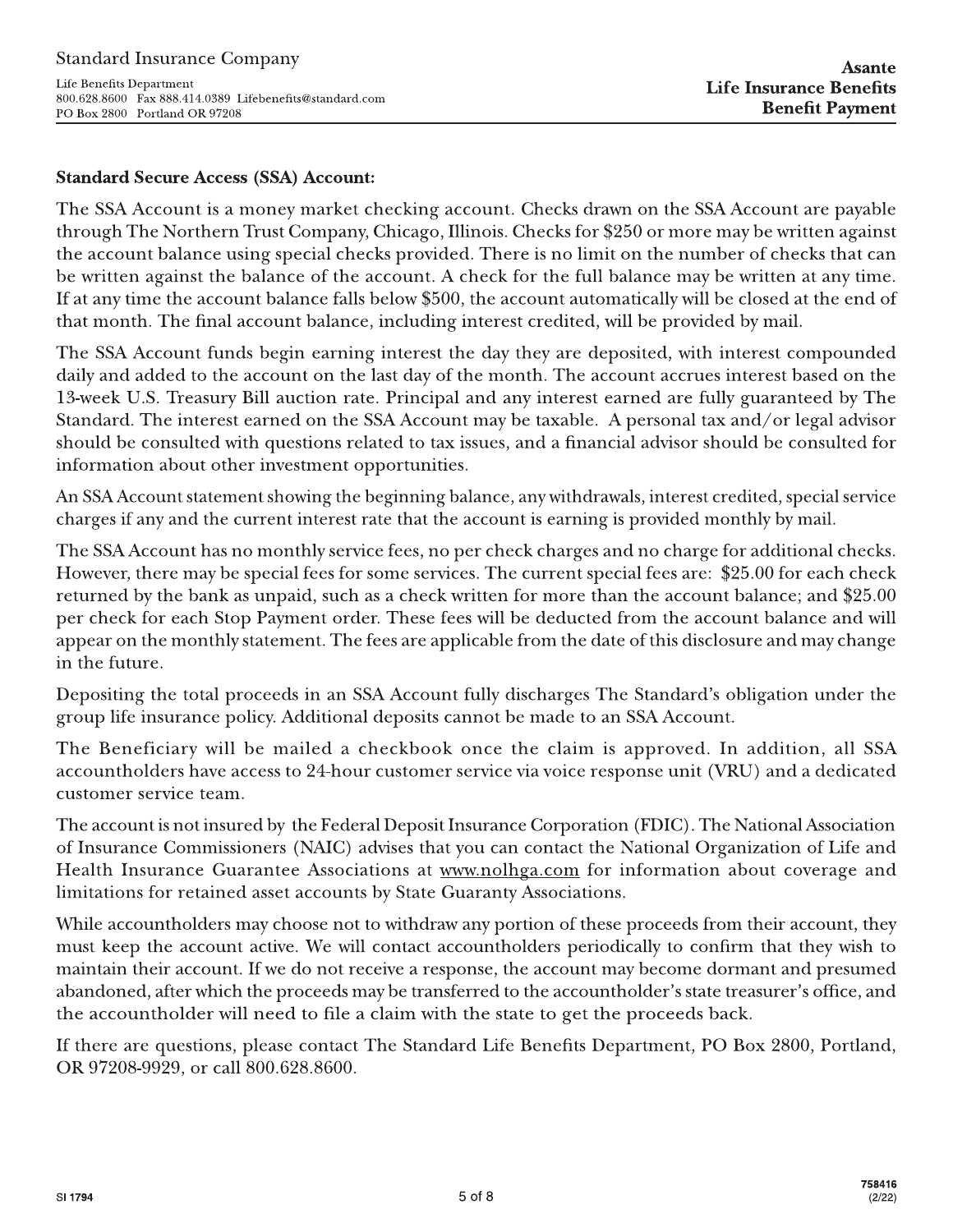## Standard Secure Access (SSA) Account:

The SSA Account is a money market checking account. Checks drawn on the SSA Account are payable through The Northern Trust Company, Chicago, Illinois. Checks for $250 or more may be written against the account balance using special checks provided. There is no limit on the number of checks that can be written against the balance of the account. A check for the full balance may be written at any time. If at any time the account balance falls below $500, the account automatically will be closed at the end of that month. The final account balance, including interest credited, will be provided by mail.

The SSA Account funds begin earning interest the day they are deposited, with interest compounded daily and added to the account on the last day of the month. The account accrues interest based on the 13-week U.S. Treasury Bill auction rate. Principal and any interest earned are fully guaranteed by The Standard. The interest earned on the SSA Account may be taxable. A personal tax and/or legal advisor should be consulted with questions related to tax issues, and a financial advisor should be consulted for information about other investment opportunities.

An SSA Account statement showing the beginning balance, any withdrawals, interest credited, special service charges if any and the current interest rate that the account is earning is provided monthly by mail.

The SSA Account has no monthly service fees, no per check charges and no charge for additional checks. However, there may be special fees for some services. The current special fees are: $25.00 for each check returned by the bank as unpaid, such as a check written for more than the account balance; and $25.00 per check for each Stop Payment order. These fees will be deducted from the account balance and will appear on the monthly statement. The fees are applicable from the date of this disclosure and may change in the future.

Depositing the total proceeds in an SSA Account fully discharges The Standard's obligation under the group life insurance policy. Additional deposits cannot be made to an SSA Account.

The Beneficiary will be mailed a checkbook once the claim is approved. In addition, all SSA accountholders have access to 24-hour customer service via voice response unit (VRU) and a dedicated customer service team.

The account is not insured by the Federal Deposit Insurance Corporation (FDIC). The National Association of Insurance Commissioners (NAIC) advises that you can contact the National Organization of Life and Health Insurance Guarantee Associations at www.nolhga.com for information about coverage and limitations for retained asset accounts by State Guaranty Associations.

While accountholders may choose not to withdraw any portion of these proceeds from their account, they must keep the account active. We will contact accountholders periodically to confirm that they wish to maintain their account. If we do not receive a response, the account may become dormant and presumed abandoned, after which the proceeds may be transferred to the accountholder's state treasurer's office, and the accountholder will need to file a claim with the state to get the proceeds back.

If there are questions, please contact The Standard Life Benefits Department, PO Box 2800, Portland, OR 97208-9929, or call 800.628.8600.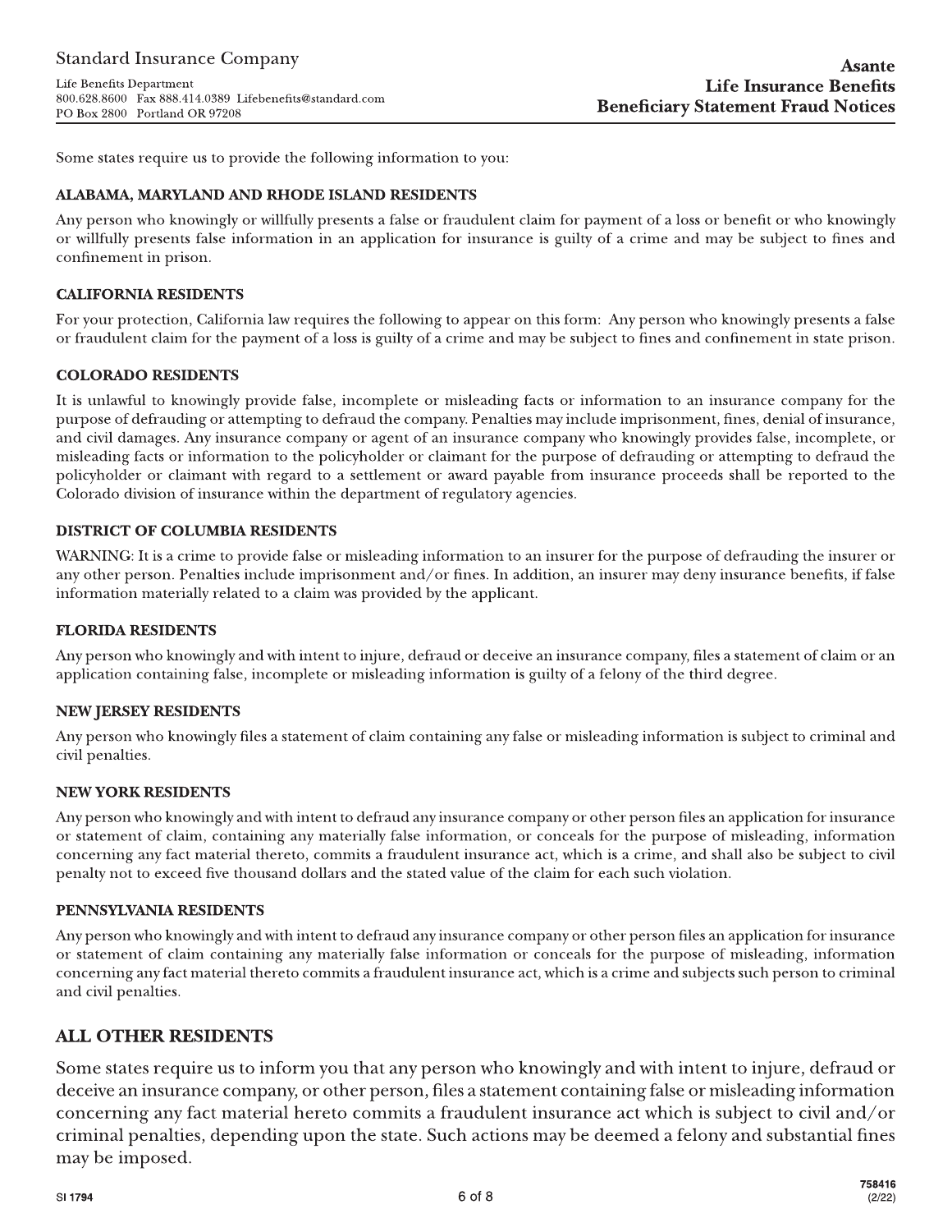Some states require us to provide the following information to you:

### ALABAMA, MARYLAND AND RHODE ISLAND RESIDENTS

Any person who knowingly or willfully presents a false or fraudulent claim for payment of a loss or benefit or who knowingly or willfully presents false information in an application for insurance is guilty of a crime and may be subject to fines and confinement in prison.

### CALIFORNIA RESIDENTS

For your protection, California law requires the following to appear on this form: Any person who knowingly presents a false or fraudulent claim for the payment of a loss is guilty of a crime and may be subject to fines and confinement in state prison.

### COLORADO RESIDENTS

It is unlawful to knowingly provide false, incomplete or misleading facts or information to an insurance company for the purpose of defrauding or attempting to defraud the company. Penalties may include imprisonment, fines, denial of insurance, and civil damages. Any insurance company or agent of an insurance company who knowingly provides false, incomplete, or misleading facts or information to the policyholder or claimant for the purpose of defrauding or attempting to defraud the policyholder or claimant with regard to a settlement or award payable from insurance proceeds shall be reported to the Colorado division of insurance within the department of regulatory agencies.

### DISTRICT OF COLUMBIA RESIDENTS

WARNING: It is a crime to provide false or misleading information to an insurer for the purpose of defrauding the insurer or any other person. Penalties include imprisonment and/or fines. In addition, an insurer may deny insurance benefits, if false information materially related to a claim was provided by the applicant.

### FLORIDA RESIDENTS

Any person who knowingly and with intent to injure, defraud or deceive an insurance company, files a statement of claim or an application containing false, incomplete or misleading information is guilty of a felony of the third degree.

### NEW JERSEY RESIDENTS

Any person who knowingly files a statement of claim containing any false or misleading information is subject to criminal and civil penalties.

### NEW YORK RESIDENTS

Any person who knowingly and with intent to defraud any insurance company or other person files an application for insurance or statement of claim, containing any materially false information, or conceals for the purpose of misleading, information concerning any fact material thereto, commits a fraudulent insurance act, which is a crime, and shall also be subject to civil penalty not to exceed five thousand dollars and the stated value of the claim for each such violation.

### PENNSYLVANIA RESIDENTS

Any person who knowingly and with intent to defraud any insurance company or other person files an application for insurance or statement of claim containing any materially false information or conceals for the purpose of misleading, information concerning any fact material thereto commits a fraudulent insurance act, which is a crime and subjects such person to criminal and civil penalties.

## ALL OTHER RESIDENTS

Some states require us to inform you that any person who knowingly and with intent to injure, defraud or deceive an insurance company, or other person, files a statement containing false or misleading information concerning any fact material hereto commits a fraudulent insurance act which is subject to civil and/or criminal penalties, depending upon the state. Such actions may be deemed a felony and substantial fines may be imposed.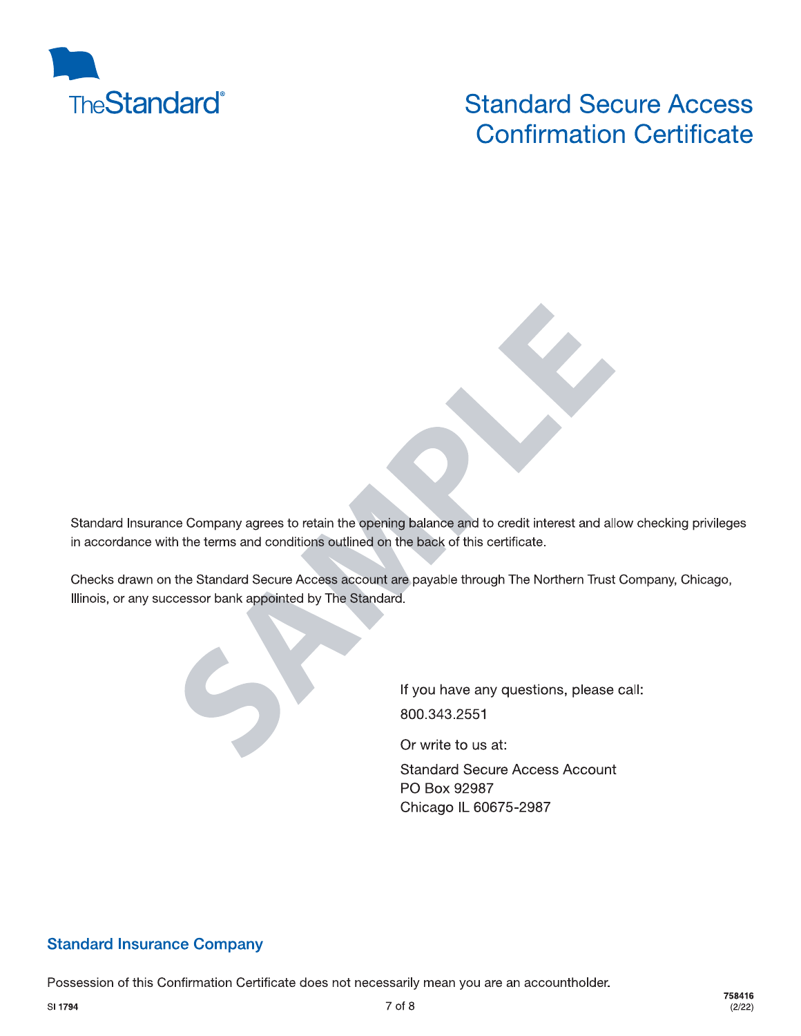TheStandard®

# Standard Secure Access Confirmation Certificate

SAMPLE

Standard Insurance Company agrees to retain the opening balance and to credit interest and allow checking privileges in accordance with the terms and conditions outlined on the back of this certificate.

Checks drawn on the Standard Secure Access account are payable through The Northern Trust Company, Chicago, Illinois, or any successor bank appointed by The Standard.

If you have any questions, please call:

800.343.2551

Or write to us at:

Standard Secure Access Account
PO Box 92987
Chicago IL 60675-2987

**Standard Insurance Company**

Possession of this Confirmation Certificate does not necessarily mean you are an accountholder.

SI 1794

758416
(2/22)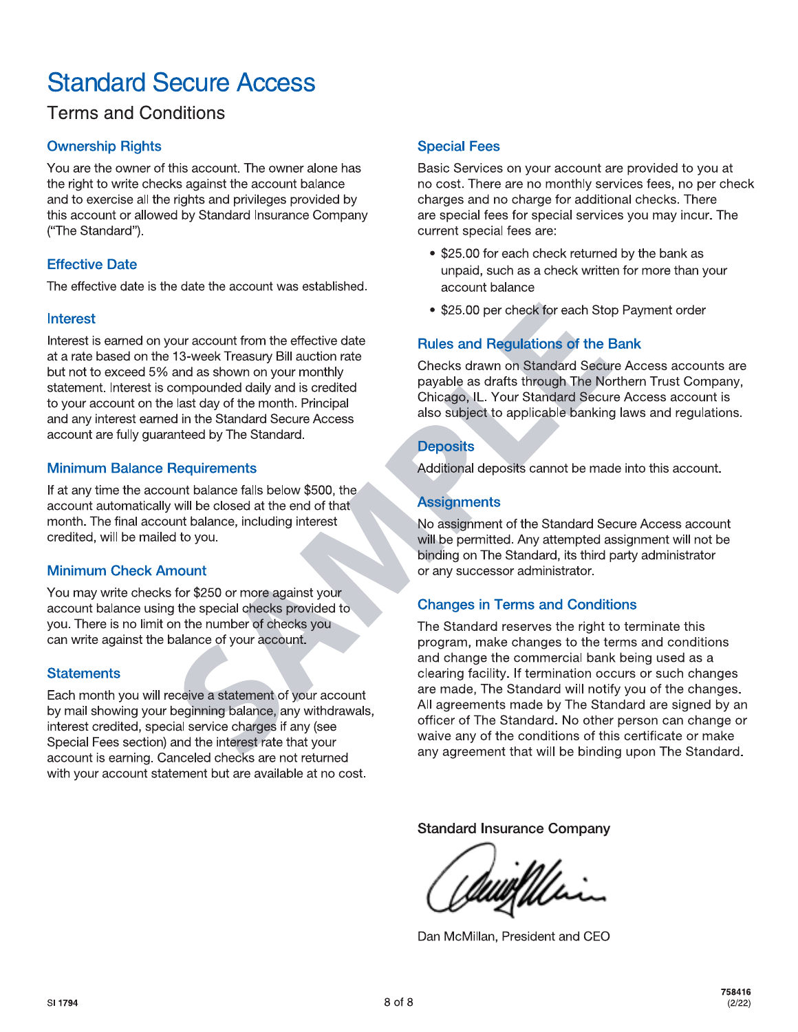# Standard Secure Access

Terms and Conditions

## Ownership Rights

You are the owner of this account. The owner alone has the right to write checks against the account balance and to exercise all the rights and privileges provided by this account or allowed by Standard Insurance Company ("The Standard").

## Effective Date

The effective date is the date the account was established.

## Interest

Interest is earned on your account from the effective date at a rate based on the 13-week Treasury Bill auction rate but not to exceed 5% and as shown on your monthly statement. Interest is compounded daily and is credited to your account on the last day of the month. Principal and any interest earned in the Standard Secure Access account are fully guaranteed by The Standard.

## Minimum Balance Requirements

If at any time the account balance falls below $500, the account automatically will be closed at the end of that month. The final account balance, including interest credited, will be mailed to you.

## Minimum Check Amount

You may write checks for $250 or more against your account balance using the special checks provided to you. There is no limit on the number of checks you can write against the balance of your account.

## Statements

Each month you will receive a statement of your account by mail showing your beginning balance, any withdrawals, interest credited, special service charges if any (see Special Fees section) and the interest rate that your account is earning. Canceled checks are not returned with your account statement but are available at no cost.

## Special Fees

Basic Services on your account are provided to you at no cost. There are no monthly services fees, no per check charges and no charge for additional checks. There are special fees for special services you may incur. The current special fees are:

- $25.00 for each check returned by the bank as unpaid, such as a check written for more than your account balance
- $25.00 per check for each Stop Payment order

## Rules and Regulations of the Bank

Checks drawn on Standard Secure Access accounts are payable as drafts through The Northern Trust Company, Chicago, IL. Your Standard Secure Access account is also subject to applicable banking laws and regulations.

## Deposits

Additional deposits cannot be made into this account.

## Assignments

No assignment of the Standard Secure Access account will be permitted. Any attempted assignment will not be binding on The Standard, its third party administrator or any successor administrator.

## Changes in Terms and Conditions

The Standard reserves the right to terminate this program, make changes to the terms and conditions and change the commercial bank being used as a clearing facility. If termination occurs or such changes are made, The Standard will notify you of the changes. All agreements made by The Standard are signed by an officer of The Standard. No other person can change or waive any of the conditions of this certificate or make any agreement that will be binding upon The Standard.

Standard Insurance Company

Dan McMillan, President and CEO

SI 1794

758416
(2/22)